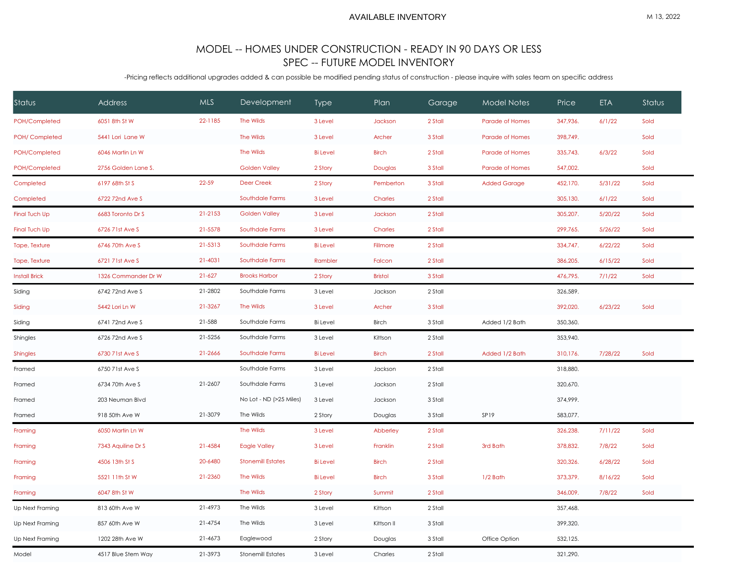AVAILABLE INVENTORY

M 13, 2022

## MODEL -- HOMES UNDER CONSTRUCTION - READY IN 90 DAYS OR LESS
## SPEC -- FUTURE MODEL INVENTORY

-Pricing reflects additional upgrades added & can possible be modified pending status of construction - please inquire with sales team on specific address

| Status | Address | MLS | Development | Type | Plan | Garage | Model Notes | Price | ETA | Status |
|---|---|---|---|---|---|---|---|---|---|---|
| POH/Completed | 6051 8th St W | 22-1185 | The Wilds | 3 Level | Jackson | 2 Stall | Parade of Homes | 347,936. | 6/1/22 | Sold |
| POH/ Completed | 5441 Lori Lane W | | The Wilds | 3 Level | Archer | 3 Stall | Parade of Homes | 398,749. | | Sold |
| POH/Completed | 6046 Martin Ln W | | The Wilds | Bi Level | Birch | 2 Stall | Parade of Homes | 335,743. | 6/3/22 | Sold |
| POH/Completed | 2756 Golden Lane S. | | Golden Valley | 2 Story | Douglas | 3 Stall | Parade of Homes | 547,002. | | Sold |
| Completed | 6197 68th St S | 22-59 | Deer Creek | 2 Story | Pemberton | 3 Stall | Added Garage | 452,170. | 5/31/22 | Sold |
| Completed | 6722 72nd Ave S | | Southdale Farms | 3 Level | Charles | 2 Stall | | 305,130. | 6/1/22 | Sold |
| Final Tuch Up | 6683 Toronto Dr S | 21-2153 | Golden Valley | 3 Level | Jackson | 2 Stall | | 305,207. | 5/20/22 | Sold |
| Final Tuch Up | 6726 71st Ave S | 21-5578 | Southdale Farms | 3 Level | Charles | 2 Stall | | 299,765. | 5/26/22 | Sold |
| Tape, Texture | 6746 70th Ave S | 21-5313 | Southdale Farms | Bi Level | Fillmore | 2 Stall | | 334,747. | 6/22/22 | Sold |
| Tape, Texture | 6721 71st Ave S | 21-4031 | Southdale Farms | Rambler | Falcon | 2 Stall | | 386,205. | 6/15/22 | Sold |
| Install Brick | 1326 Commander Dr W | 21-627 | Brooks Harbor | 2 Story | Bristol | 3 Stall | | 476,795. | 7/1/22 | Sold |
| Siding | 6742 72nd Ave S | 21-2802 | Southdale Farms | 3 Level | Jackson | 2 Stall | | 326,589. | | |
| Siding | 5442 Lori Ln W | 21-3267 | The Wilds | 3 Level | Archer | 3 Stall | | 392,020. | 6/23/22 | Sold |
| Siding | 6741 72nd Ave S | 21-588 | Southdale Farms | Bi Level | Birch | 3 Stall | Added 1/2 Bath | 350,360. | | |
| Shingles | 6726 72nd Ave S | 21-5256 | Southdale Farms | 3 Level | Kittson | 2 Stall | | 353,940. | | |
| Shingles | 6730 71st Ave S | 21-2666 | Southdale Farms | Bi Level | Birch | 2 Stall | Added 1/2 Bath | 310,176. | 7/28/22 | Sold |
| Framed | 6750 71st Ave S | | Southdale Farms | 3 Level | Jackson | 2 Stall | | 318,880. | | |
| Framed | 6734 70th Ave S | 21-2607 | Southdale Farms | 3 Level | Jackson | 2 Stall | | 320,670. | | |
| Framed | 203 Neuman Blvd | | No Lot - ND (>25 Miles) | 3 Level | Jackson | 3 Stall | | 374,999. | | |
| Framed | 918 50th Ave W | 21-3079 | The Wilds | 2 Story | Douglas | 3 Stall | SP19 | 583,077. | | |
| Framing | 6050 Martin Ln W | | The Wilds | 3 Level | Abberley | 2 Stall | | 326,238. | 7/11/22 | Sold |
| Framing | 7343 Aquiline Dr S | 21-4584 | Eagle Valley | 3 Level | Franklin | 2 Stall | 3rd Bath | 378,832. | 7/8/22 | Sold |
| Framing | 4506 13th St S | 20-6480 | Stonemill Estates | Bi Level | Birch | 2 Stall | | 320,326. | 6/28/22 | Sold |
| Framing | 5521 11th St W | 21-2360 | The Wilds | Bi Level | Birch | 3 Stall | 1/2 Bath | 373,379. | 8/16/22 | Sold |
| Framing | 6047 8th St W | | The Wilds | 2 Story | Summit | 2 Stall | | 346,009. | 7/8/22 | Sold |
| Up Next Framing | 813 60th Ave W | 21-4973 | The Wilds | 3 Level | Kittson | 2 Stall | | 357,468. | | |
| Up Next Framing | 857 60th Ave W | 21-4754 | The Wilds | 3 Level | Kittson II | 3 Stall | | 399,320. | | |
| Up Next Framing | 1202 28th Ave W | 21-4673 | Eaglewood | 2 Story | Douglas | 3 Stall | Office Option | 532,125. | | |
| Model | 4517 Blue Stem Way | 21-3973 | Stonemill Estates | 3 Level | Charles | 2 Stall | | 321,290. | | |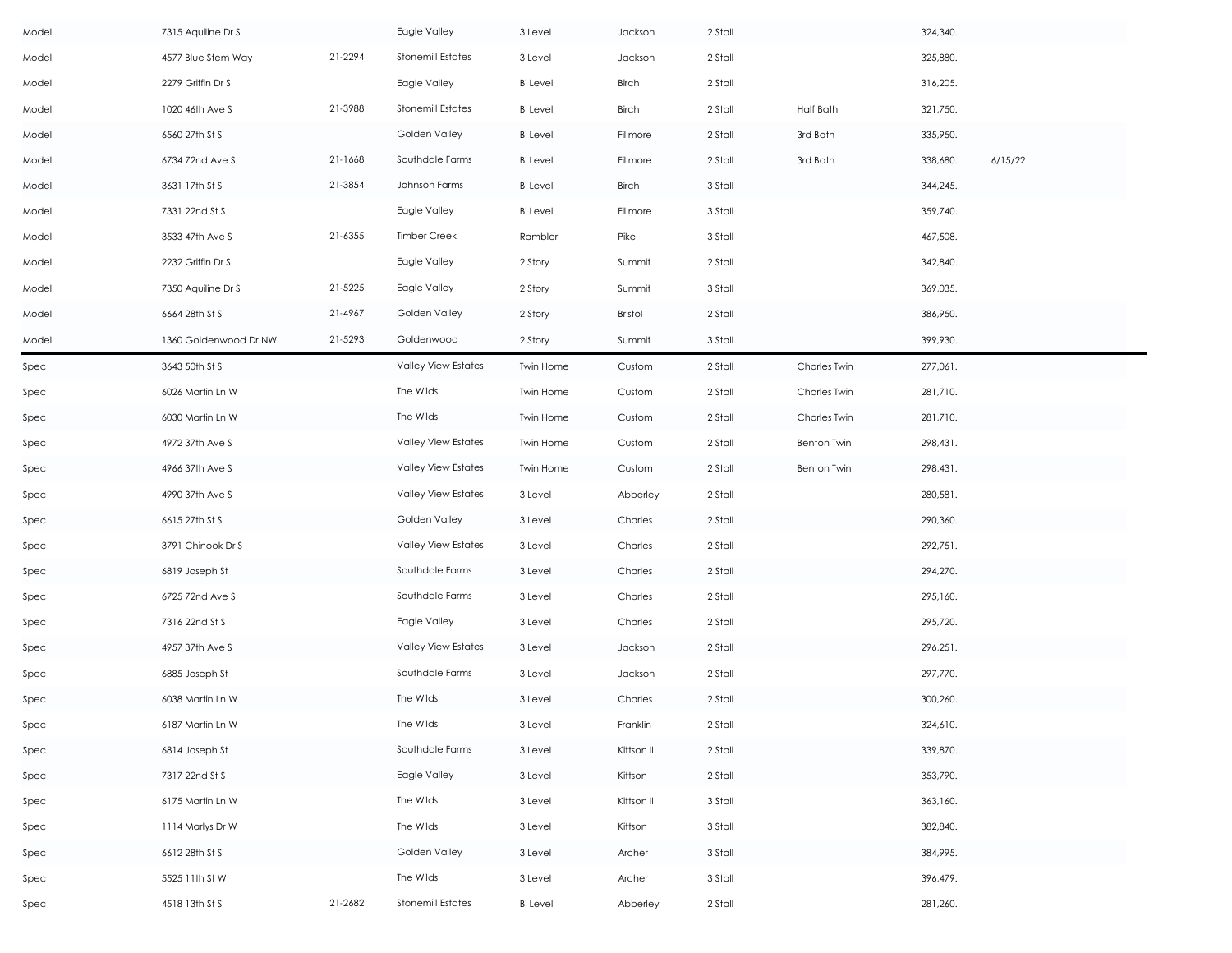| | | | | | | | | | |
|---|---|---|---|---|---|---|---|---|---|
| Model | 7315 Aquiline Dr S | | Eagle Valley | 3 Level | Jackson | 2 Stall | | 324,340. | |
| Model | 4577 Blue Stem Way | 21-2294 | Stonemill Estates | 3 Level | Jackson | 2 Stall | | 325,880. | |
| Model | 2279 Griffin Dr S | | Eagle Valley | Bi Level | Birch | 2 Stall | | 316,205. | |
| Model | 1020 46th Ave S | 21-3988 | Stonemill Estates | Bi Level | Birch | 2 Stall | Half Bath | 321,750. | |
| Model | 6560 27th St S | | Golden Valley | Bi Level | Fillmore | 2 Stall | 3rd Bath | 335,950. | |
| Model | 6734 72nd Ave S | 21-1668 | Southdale Farms | Bi Level | Fillmore | 2 Stall | 3rd Bath | 338,680. | 6/15/22 |
| Model | 3631 17th St S | 21-3854 | Johnson Farms | Bi Level | Birch | 3 Stall | | 344,245. | |
| Model | 7331 22nd St S | | Eagle Valley | Bi Level | Fillmore | 3 Stall | | 359,740. | |
| Model | 3533 47th Ave S | 21-6355 | Timber Creek | Rambler | Pike | 3 Stall | | 467,508. | |
| Model | 2232 Griffin Dr S | | Eagle Valley | 2 Story | Summit | 2 Stall | | 342,840. | |
| Model | 7350 Aquiline Dr S | 21-5225 | Eagle Valley | 2 Story | Summit | 3 Stall | | 369,035. | |
| Model | 6664 28th St S | 21-4967 | Golden Valley | 2 Story | Bristol | 2 Stall | | 386,950. | |
| Model | 1360 Goldenwood Dr NW | 21-5293 | Goldenwood | 2 Story | Summit | 3 Stall | | 399,930. | |
| Spec | 3643 50th St S | | Valley View Estates | Twin Home | Custom | 2 Stall | Charles Twin | 277,061. | |
| Spec | 6026 Martin Ln W | | The Wilds | Twin Home | Custom | 2 Stall | Charles Twin | 281,710. | |
| Spec | 6030 Martin Ln W | | The Wilds | Twin Home | Custom | 2 Stall | Charles Twin | 281,710. | |
| Spec | 4972 37th Ave S | | Valley View Estates | Twin Home | Custom | 2 Stall | Benton Twin | 298,431. | |
| Spec | 4966 37th Ave S | | Valley View Estates | Twin Home | Custom | 2 Stall | Benton Twin | 298,431. | |
| Spec | 4990 37th Ave S | | Valley View Estates | 3 Level | Abberley | 2 Stall | | 280,581. | |
| Spec | 6615 27th St S | | Golden Valley | 3 Level | Charles | 2 Stall | | 290,360. | |
| Spec | 3791 Chinook Dr S | | Valley View Estates | 3 Level | Charles | 2 Stall | | 292,751. | |
| Spec | 6819 Joseph St | | Southdale Farms | 3 Level | Charles | 2 Stall | | 294,270. | |
| Spec | 6725 72nd Ave S | | Southdale Farms | 3 Level | Charles | 2 Stall | | 295,160. | |
| Spec | 7316 22nd St S | | Eagle Valley | 3 Level | Charles | 2 Stall | | 295,720. | |
| Spec | 4957 37th Ave S | | Valley View Estates | 3 Level | Jackson | 2 Stall | | 296,251. | |
| Spec | 6885 Joseph St | | Southdale Farms | 3 Level | Jackson | 2 Stall | | 297,770. | |
| Spec | 6038 Martin Ln W | | The Wilds | 3 Level | Charles | 2 Stall | | 300,260. | |
| Spec | 6187 Martin Ln W | | The Wilds | 3 Level | Franklin | 2 Stall | | 324,610. | |
| Spec | 6814 Joseph St | | Southdale Farms | 3 Level | Kittson II | 2 Stall | | 339,870. | |
| Spec | 7317 22nd St S | | Eagle Valley | 3 Level | Kittson | 2 Stall | | 353,790. | |
| Spec | 6175 Martin Ln W | | The Wilds | 3 Level | Kittson II | 3 Stall | | 363,160. | |
| Spec | 1114 Marlys Dr W | | The Wilds | 3 Level | Kittson | 3 Stall | | 382,840. | |
| Spec | 6612 28th St S | | Golden Valley | 3 Level | Archer | 3 Stall | | 384,995. | |
| Spec | 5525 11th St W | | The Wilds | 3 Level | Archer | 3 Stall | | 396,479. | |
| Spec | 4518 13th St S | 21-2682 | Stonemill Estates | Bi Level | Abberley | 2 Stall | | 281,260. | |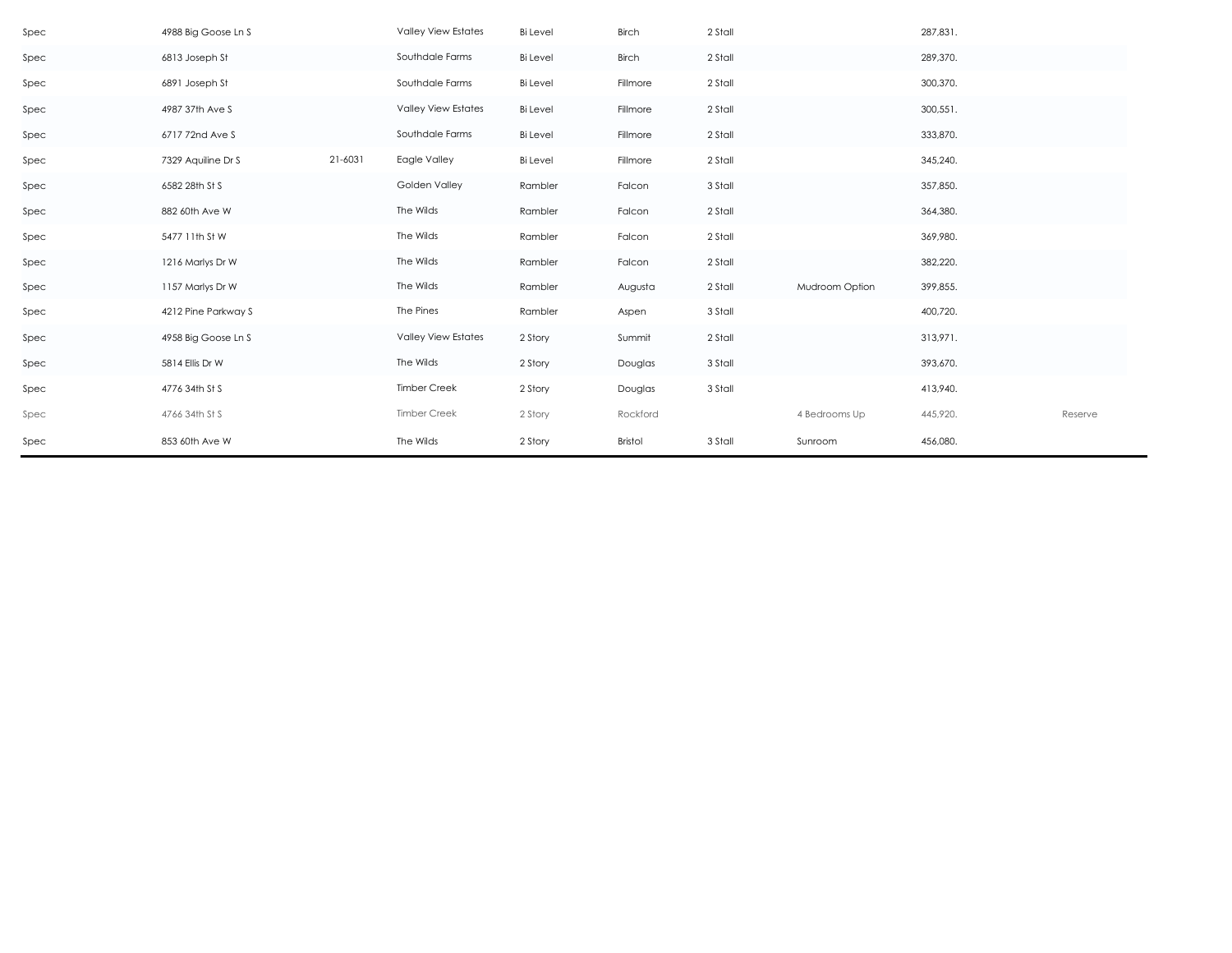| | | | | | | | | | |
|---|---|---|---|---|---|---|---|---|---|
| Spec | 4988 Big Goose Ln S | | Valley View Estates | Bi Level | Birch | 2 Stall | | 287,831. | |
| Spec | 6813 Joseph St | | Southdale Farms | Bi Level | Birch | 2 Stall | | 289,370. | |
| Spec | 6891 Joseph St | | Southdale Farms | Bi Level | Fillmore | 2 Stall | | 300,370. | |
| Spec | 4987 37th Ave S | | Valley View Estates | Bi Level | Fillmore | 2 Stall | | 300,551. | |
| Spec | 6717 72nd Ave S | | Southdale Farms | Bi Level | Fillmore | 2 Stall | | 333,870. | |
| Spec | 7329 Aquiline Dr S | 21-6031 | Eagle Valley | Bi Level | Fillmore | 2 Stall | | 345,240. | |
| Spec | 6582 28th St S | | Golden Valley | Rambler | Falcon | 3 Stall | | 357,850. | |
| Spec | 882 60th Ave W | | The Wilds | Rambler | Falcon | 2 Stall | | 364,380. | |
| Spec | 5477 11th St W | | The Wilds | Rambler | Falcon | 2 Stall | | 369,980. | |
| Spec | 1216 Marlys Dr W | | The Wilds | Rambler | Falcon | 2 Stall | | 382,220. | |
| Spec | 1157 Marlys Dr W | | The Wilds | Rambler | Augusta | 2 Stall | Mudroom Option | 399,855. | |
| Spec | 4212 Pine Parkway S | | The Pines | Rambler | Aspen | 3 Stall | | 400,720. | |
| Spec | 4958 Big Goose Ln S | | Valley View Estates | 2 Story | Summit | 2 Stall | | 313,971. | |
| Spec | 5814 Ellis Dr W | | The Wilds | 2 Story | Douglas | 3 Stall | | 393,670. | |
| Spec | 4776 34th St S | | Timber Creek | 2 Story | Douglas | 3 Stall | | 413,940. | |
| Spec | 4766 34th St S | | Timber Creek | 2 Story | Rockford | | 4 Bedrooms Up | 445,920. | Reserve |
| Spec | 853 60th Ave W | | The Wilds | 2 Story | Bristol | 3 Stall | Sunroom | 456,080. | |